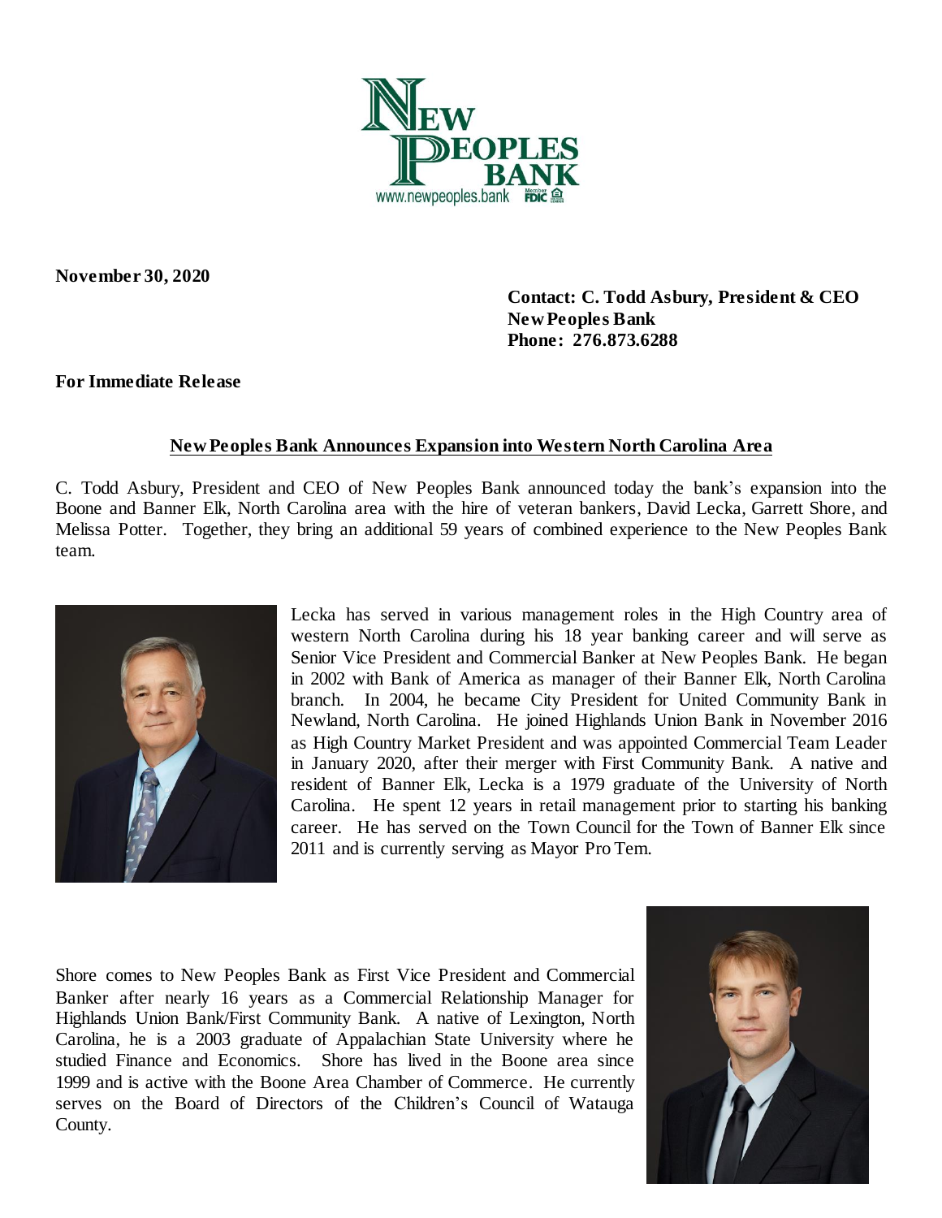New Peoples Bank
www.newpeoples.bank

**November 30, 2020**

**Contact: C. Todd Asbury, President & CEO**
**New Peoples Bank**
**Phone: 276.873.6288**

**For Immediate Release**

## New Peoples Bank Announces Expansion into Western North Carolina Area

C. Todd Asbury, President and CEO of New Peoples Bank announced today the bank's expansion into the Boone and Banner Elk, North Carolina area with the hire of veteran bankers, David Lecka, Garrett Shore, and Melissa Potter. Together, they bring an additional 59 years of combined experience to the New Peoples Bank team.

Lecka has served in various management roles in the High Country area of western North Carolina during his 18 year banking career and will serve as Senior Vice President and Commercial Banker at New Peoples Bank. He began in 2002 with Bank of America as manager of their Banner Elk, North Carolina branch. In 2004, he became City President for United Community Bank in Newland, North Carolina. He joined Highlands Union Bank in November 2016 as High Country Market President and was appointed Commercial Team Leader in January 2020, after their merger with First Community Bank. A native and resident of Banner Elk, Lecka is a 1979 graduate of the University of North Carolina. He spent 12 years in retail management prior to starting his banking career. He has served on the Town Council for the Town of Banner Elk since 2011 and is currently serving as Mayor Pro Tem.

Shore comes to New Peoples Bank as First Vice President and Commercial Banker after nearly 16 years as a Commercial Relationship Manager for Highlands Union Bank/First Community Bank. A native of Lexington, North Carolina, he is a 2003 graduate of Appalachian State University where he studied Finance and Economics. Shore has lived in the Boone area since 1999 and is active with the Boone Area Chamber of Commerce. He currently serves on the Board of Directors of the Children's Council of Watauga County.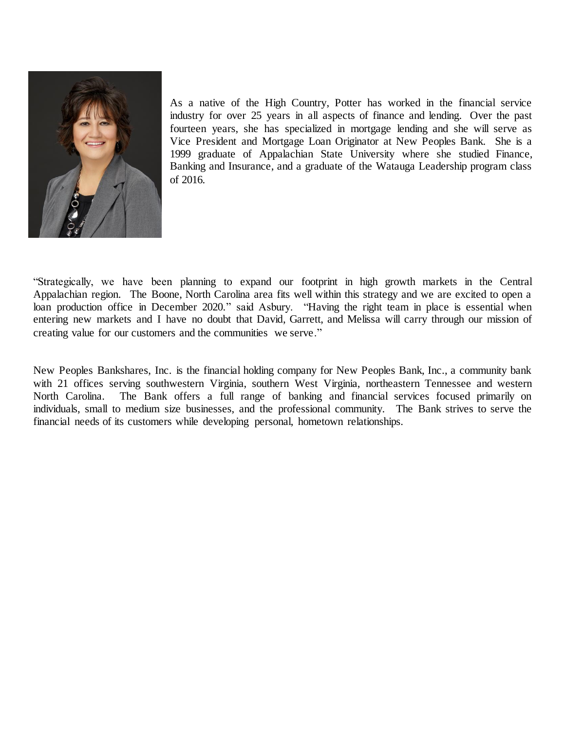As a native of the High Country, Potter has worked in the financial service industry for over 25 years in all aspects of finance and lending. Over the past fourteen years, she has specialized in mortgage lending and she will serve as Vice President and Mortgage Loan Originator at New Peoples Bank. She is a 1999 graduate of Appalachian State University where she studied Finance, Banking and Insurance, and a graduate of the Watauga Leadership program class of 2016.

"Strategically, we have been planning to expand our footprint in high growth markets in the Central Appalachian region. The Boone, North Carolina area fits well within this strategy and we are excited to open a loan production office in December 2020." said Asbury. "Having the right team in place is essential when entering new markets and I have no doubt that David, Garrett, and Melissa will carry through our mission of creating value for our customers and the communities we serve."

New Peoples Bankshares, Inc. is the financial holding company for New Peoples Bank, Inc., a community bank with 21 offices serving southwestern Virginia, southern West Virginia, northeastern Tennessee and western North Carolina. The Bank offers a full range of banking and financial services focused primarily on individuals, small to medium size businesses, and the professional community. The Bank strives to serve the financial needs of its customers while developing personal, hometown relationships.